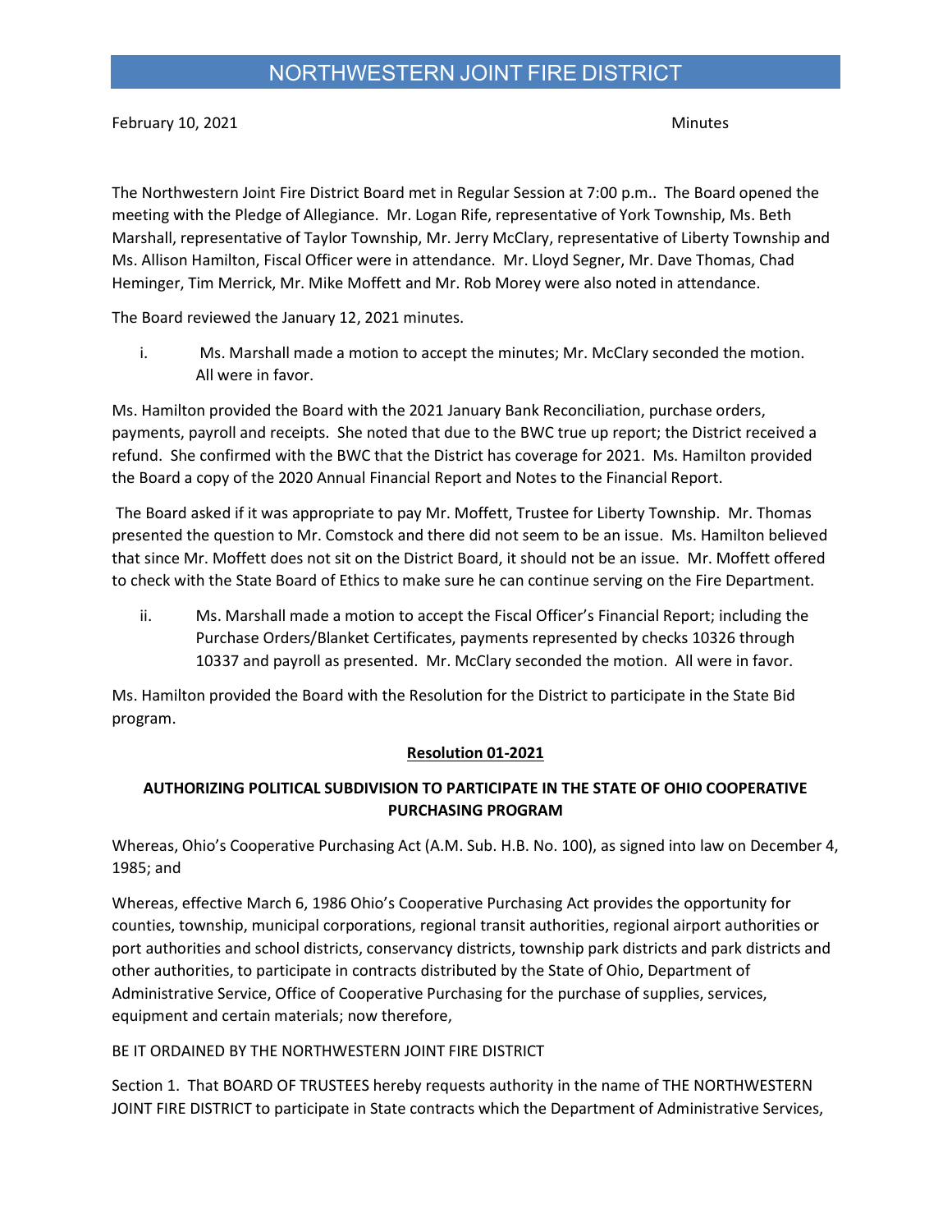# NORTHWESTERN JOINT FIRE DISTRICT

February 10, 2021 Minutes

The Northwestern Joint Fire District Board met in Regular Session at 7:00 p.m.. The Board opened the meeting with the Pledge of Allegiance. Mr. Logan Rife, representative of York Township, Ms. Beth Marshall, representative of Taylor Township, Mr. Jerry McClary, representative of Liberty Township and Ms. Allison Hamilton, Fiscal Officer were in attendance. Mr. Lloyd Segner, Mr. Dave Thomas, Chad Heminger, Tim Merrick, Mr. Mike Moffett and Mr. Rob Morey were also noted in attendance.

The Board reviewed the January 12, 2021 minutes.

i. Ms. Marshall made a motion to accept the minutes; Mr. McClary seconded the motion. All were in favor.

Ms. Hamilton provided the Board with the 2021 January Bank Reconciliation, purchase orders, payments, payroll and receipts. She noted that due to the BWC true up report; the District received a refund. She confirmed with the BWC that the District has coverage for 2021. Ms. Hamilton provided the Board a copy of the 2020 Annual Financial Report and Notes to the Financial Report.

The Board asked if it was appropriate to pay Mr. Moffett, Trustee for Liberty Township. Mr. Thomas presented the question to Mr. Comstock and there did not seem to be an issue. Ms. Hamilton believed that since Mr. Moffett does not sit on the District Board, it should not be an issue. Mr. Moffett offered to check with the State Board of Ethics to make sure he can continue serving on the Fire Department.

ii. Ms. Marshall made a motion to accept the Fiscal Officer's Financial Report; including the Purchase Orders/Blanket Certificates, payments represented by checks 10326 through 10337 and payroll as presented. Mr. McClary seconded the motion. All were in favor.

Ms. Hamilton provided the Board with the Resolution for the District to participate in the State Bid program.

**Resolution 01-2021**

**AUTHORIZING POLITICAL SUBDIVISION TO PARTICIPATE IN THE STATE OF OHIO COOPERATIVE PURCHASING PROGRAM**

Whereas, Ohio's Cooperative Purchasing Act (A.M. Sub. H.B. No. 100), as signed into law on December 4, 1985; and

Whereas, effective March 6, 1986 Ohio's Cooperative Purchasing Act provides the opportunity for counties, township, municipal corporations, regional transit authorities, regional airport authorities or port authorities and school districts, conservancy districts, township park districts and park districts and other authorities, to participate in contracts distributed by the State of Ohio, Department of Administrative Service, Office of Cooperative Purchasing for the purchase of supplies, services, equipment and certain materials; now therefore,

BE IT ORDAINED BY THE NORTHWESTERN JOINT FIRE DISTRICT

Section 1. That BOARD OF TRUSTEES hereby requests authority in the name of THE NORTHWESTERN JOINT FIRE DISTRICT to participate in State contracts which the Department of Administrative Services,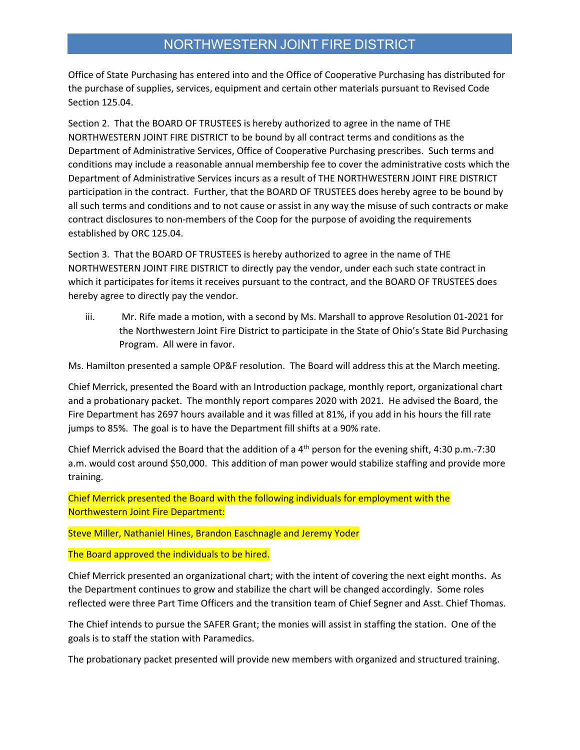Office of State Purchasing has entered into and the Office of Cooperative Purchasing has distributed for the purchase of supplies, services, equipment and certain other materials pursuant to Revised Code Section 125.04.

Section 2. That the BOARD OF TRUSTEES is hereby authorized to agree in the name of THE NORTHWESTERN JOINT FIRE DISTRICT to be bound by all contract terms and conditions as the Department of Administrative Services, Office of Cooperative Purchasing prescribes. Such terms and conditions may include a reasonable annual membership fee to cover the administrative costs which the Department of Administrative Services incurs as a result of THE NORTHWESTERN JOINT FIRE DISTRICT participation in the contract. Further, that the BOARD OF TRUSTEES does hereby agree to be bound by all such terms and conditions and to not cause or assist in any way the misuse of such contracts or make contract disclosures to non-members of the Coop for the purpose of avoiding the requirements established by ORC 125.04.

Section 3. That the BOARD OF TRUSTEES is hereby authorized to agree in the name of THE NORTHWESTERN JOINT FIRE DISTRICT to directly pay the vendor, under each such state contract in which it participates for items it receives pursuant to the contract, and the BOARD OF TRUSTEES does hereby agree to directly pay the vendor.

iii. Mr. Rife made a motion, with a second by Ms. Marshall to approve Resolution 01-2021 for the Northwestern Joint Fire District to participate in the State of Ohio's State Bid Purchasing Program. All were in favor.

Ms. Hamilton presented a sample OP&F resolution. The Board will address this at the March meeting.

Chief Merrick, presented the Board with an Introduction package, monthly report, organizational chart and a probationary packet. The monthly report compares 2020 with 2021. He advised the Board, the Fire Department has 2697 hours available and it was filled at 81%, if you add in his hours the fill rate jumps to 85%. The goal is to have the Department fill shifts at a 90% rate.

Chief Merrick advised the Board that the addition of a 4th person for the evening shift, 4:30 p.m.-7:30 a.m. would cost around $50,000. This addition of man power would stabilize staffing and provide more training.

Chief Merrick presented the Board with the following individuals for employment with the Northwestern Joint Fire Department:

Steve Miller, Nathaniel Hines, Brandon Easchnagle and Jeremy Yoder

The Board approved the individuals to be hired.

Chief Merrick presented an organizational chart; with the intent of covering the next eight months. As the Department continues to grow and stabilize the chart will be changed accordingly. Some roles reflected were three Part Time Officers and the transition team of Chief Segner and Asst. Chief Thomas.

The Chief intends to pursue the SAFER Grant; the monies will assist in staffing the station. One of the goals is to staff the station with Paramedics.

The probationary packet presented will provide new members with organized and structured training.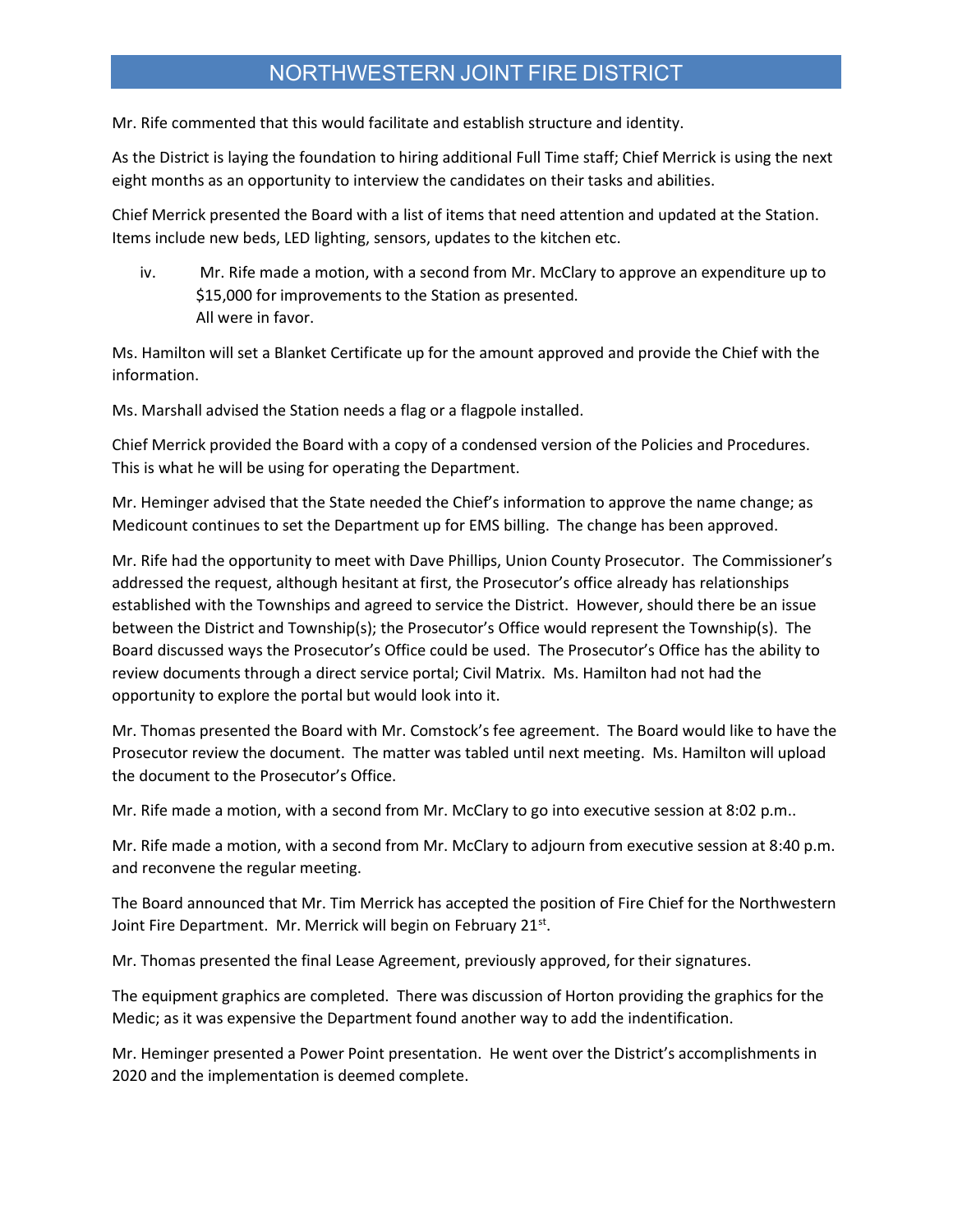Mr. Rife commented that this would facilitate and establish structure and identity.

As the District is laying the foundation to hiring additional Full Time staff; Chief Merrick is using the next eight months as an opportunity to interview the candidates on their tasks and abilities.

Chief Merrick presented the Board with a list of items that need attention and updated at the Station. Items include new beds, LED lighting, sensors, updates to the kitchen etc.

iv. Mr. Rife made a motion, with a second from Mr. McClary to approve an expenditure up to $15,000 for improvements to the Station as presented.
All were in favor.

Ms. Hamilton will set a Blanket Certificate up for the amount approved and provide the Chief with the information.

Ms. Marshall advised the Station needs a flag or a flagpole installed.

Chief Merrick provided the Board with a copy of a condensed version of the Policies and Procedures. This is what he will be using for operating the Department.

Mr. Heminger advised that the State needed the Chief's information to approve the name change; as Medicount continues to set the Department up for EMS billing. The change has been approved.

Mr. Rife had the opportunity to meet with Dave Phillips, Union County Prosecutor. The Commissioner's addressed the request, although hesitant at first, the Prosecutor's office already has relationships established with the Townships and agreed to service the District. However, should there be an issue between the District and Township(s); the Prosecutor's Office would represent the Township(s). The Board discussed ways the Prosecutor's Office could be used. The Prosecutor's Office has the ability to review documents through a direct service portal; Civil Matrix. Ms. Hamilton had not had the opportunity to explore the portal but would look into it.

Mr. Thomas presented the Board with Mr. Comstock's fee agreement. The Board would like to have the Prosecutor review the document. The matter was tabled until next meeting. Ms. Hamilton will upload the document to the Prosecutor's Office.

Mr. Rife made a motion, with a second from Mr. McClary to go into executive session at 8:02 p.m..

Mr. Rife made a motion, with a second from Mr. McClary to adjourn from executive session at 8:40 p.m. and reconvene the regular meeting.

The Board announced that Mr. Tim Merrick has accepted the position of Fire Chief for the Northwestern Joint Fire Department. Mr. Merrick will begin on February 21st.

Mr. Thomas presented the final Lease Agreement, previously approved, for their signatures.

The equipment graphics are completed. There was discussion of Horton providing the graphics for the Medic; as it was expensive the Department found another way to add the indentification.

Mr. Heminger presented a Power Point presentation. He went over the District's accomplishments in 2020 and the implementation is deemed complete.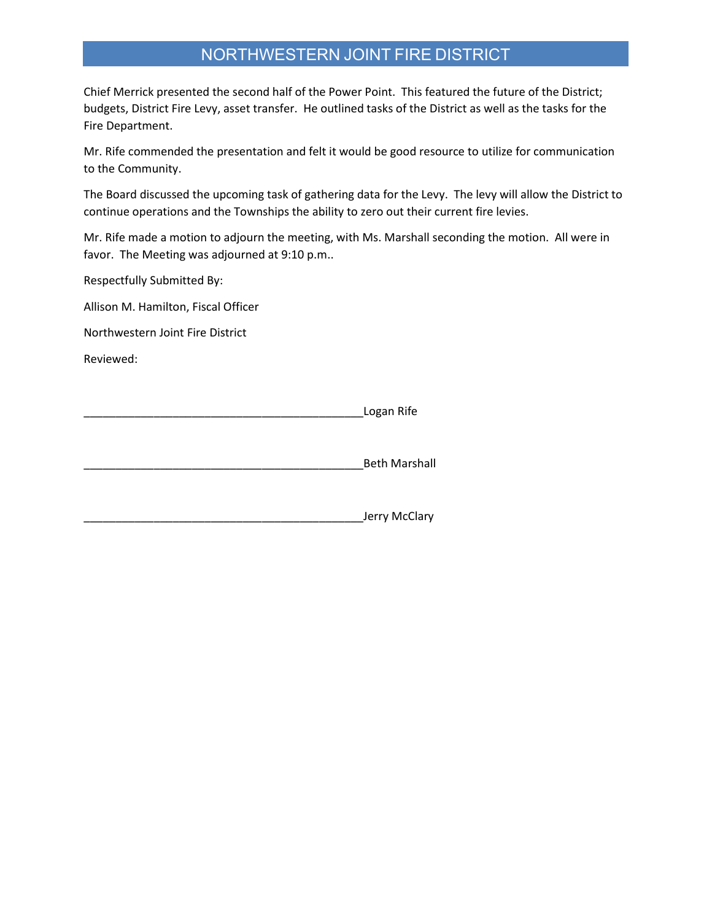Chief Merrick presented the second half of the Power Point. This featured the future of the District; budgets, District Fire Levy, asset transfer. He outlined tasks of the District as well as the tasks for the Fire Department.

Mr. Rife commended the presentation and felt it would be good resource to utilize for communication to the Community.

The Board discussed the upcoming task of gathering data for the Levy. The levy will allow the District to continue operations and the Townships the ability to zero out their current fire levies.

Mr. Rife made a motion to adjourn the meeting, with Ms. Marshall seconding the motion. All were in favor. The Meeting was adjourned at 9:10 p.m..

Respectfully Submitted By:

Allison M. Hamilton, Fiscal Officer

Northwestern Joint Fire District

Reviewed:

____________________________________________Logan Rife

____________________________________________Beth Marshall

____________________________________________Jerry McClary